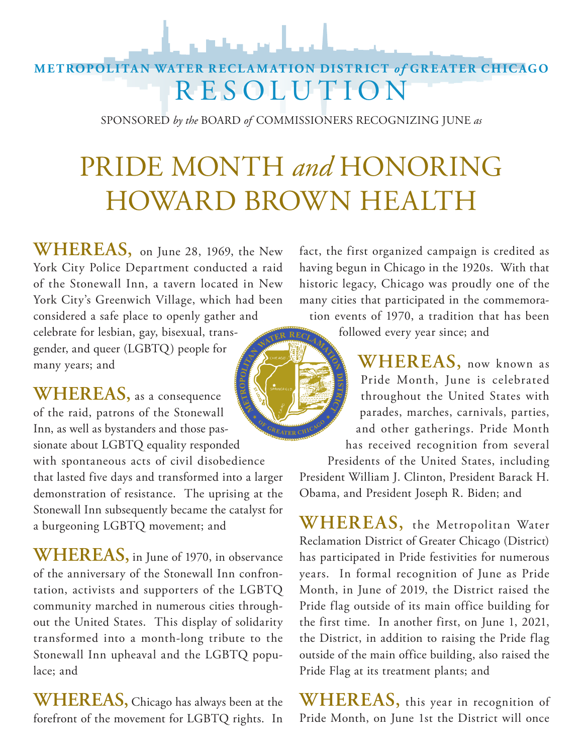METROPOLITAN WATER RECLAMATION DISTRICT *of* GREATER CHICAGO

# RESOLUTION

SPONSORED *by the* BOARD *of* COMMISSIONERS RECOGNIZING JUNE *as*

# PRIDE MONTH *and* HONORING HOWARD BROWN HEALTH

**WHEREAS,** on June 28, 1969, the New York City Police Department conducted a raid of the Stonewall Inn, a tavern located in New York City's Greenwich Village, which had been considered a safe place to openly gather and celebrate for lesbian, gay, bisexual, transgender, and queer (LGBTQ) people for many years; and

**WHEREAS,** as a consequence of the raid, patrons of the Stonewall Inn, as well as bystanders and those passionate about LGBTQ equality responded with spontaneous acts of civil disobedience that lasted five days and transformed into a larger demonstration of resistance. The uprising at the Stonewall Inn subsequently became the catalyst for a burgeoning LGBTQ movement; and

**WHEREAS,** in June of 1970, in observance of the anniversary of the Stonewall Inn confrontation, activists and supporters of the LGBTQ community marched in numerous cities throughout the United States. This display of solidarity transformed into a month-long tribute to the Stonewall Inn upheaval and the LGBTQ populace; and

**WHEREAS,** Chicago has always been at the forefront of the movement for LGBTQ rights. In fact, the first organized campaign is credited as having begun in Chicago in the 1920s. With that historic legacy, Chicago was proudly one of the many cities that participated in the commemoration events of 1970, a tradition that has been followed every year since; and

**WHEREAS,** now known as Pride Month, June is celebrated throughout the United States with parades, marches, carnivals, parties, and other gatherings. Pride Month has received recognition from several Presidents of the United States, including President William J. Clinton, President Barack H. Obama, and President Joseph R. Biden; and

**WHEREAS,** the Metropolitan Water Reclamation District of Greater Chicago (District) has participated in Pride festivities for numerous years. In formal recognition of June as Pride Month, in June of 2019, the District raised the Pride flag outside of its main office building for the first time. In another first, on June 1, 2021, the District, in addition to raising the Pride flag outside of the main office building, also raised the Pride Flag at its treatment plants; and

**WHEREAS,** this year in recognition of Pride Month, on June 1st the District will once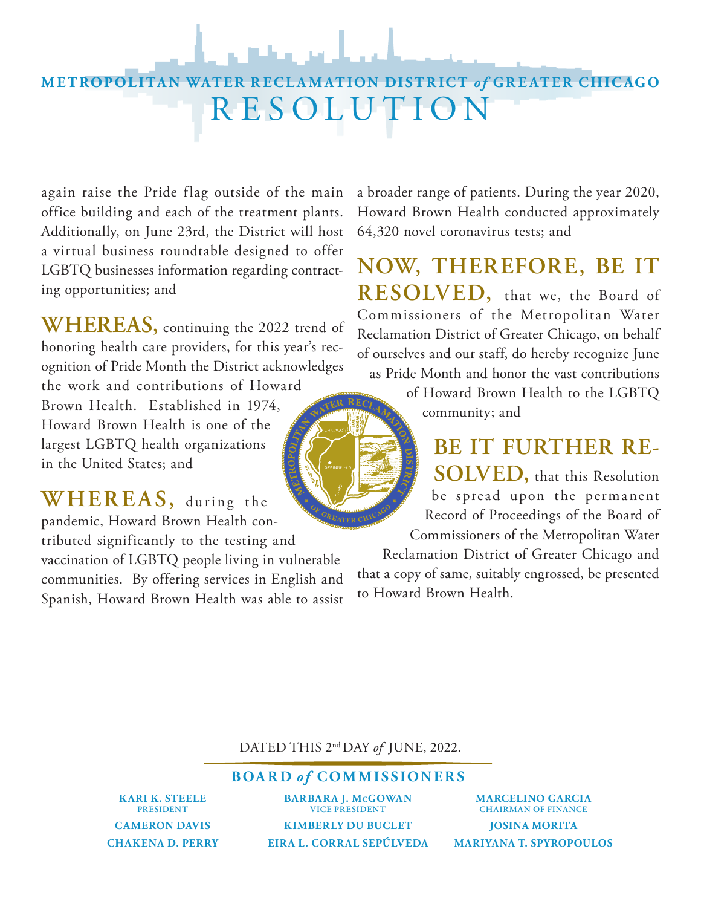again raise the Pride flag outside of the main office building and each of the treatment plants. Additionally, on June 23rd, the District will host a virtual business roundtable designed to offer LGBTQ businesses information regarding contracting opportunities; and

**WHEREAS,** continuing the 2022 trend of honoring health care providers, for this year's recognition of Pride Month the District acknowledges the work and contributions of Howard Brown Health. Established in 1974, Howard Brown Health is one of the largest LGBTQ health organizations in the United States; and

**WHEREAS,** during the pandemic, Howard Brown Health contributed significantly to the testing and vaccination of LGBTQ people living in vulnerable communities. By offering services in English and Spanish, Howard Brown Health was able to assist a broader range of patients. During the year 2020, Howard Brown Health conducted approximately 64,320 novel coronavirus tests; and

**NOW, THEREFORE, BE IT RESOLVED,** that we, the Board of Commissioners of the Metropolitan Water Reclamation District of Greater Chicago, on behalf of ourselves and our staff, do hereby recognize June as Pride Month and honor the vast contributions of Howard Brown Health to the LGBTQ community; and

**BE IT FURTHER RESOLVED,** that this Resolution be spread upon the permanent Record of Proceedings of the Board of Commissioners of the Metropolitan Water Reclamation District of Greater Chicago and that a copy of same, suitably engrossed, be presented to Howard Brown Health.

DATED THIS 2nd DAY *of* JUNE, 2022.

## BOARD *of* COMMISSIONERS

**KARI K. STEELE**
PRESIDENT

**BARBARA J. McGOWAN**
VICE PRESIDENT

**MARCELINO GARCIA**
CHAIRMAN OF FINANCE

**CAMERON DAVIS**

**KIMBERLY DU BUCLET**

**JOSINA MORITA**

**CHAKENA D. PERRY**

**EIRA L. CORRAL SEPÚLVEDA**

**MARIYANA T. SPYROPOULOS**